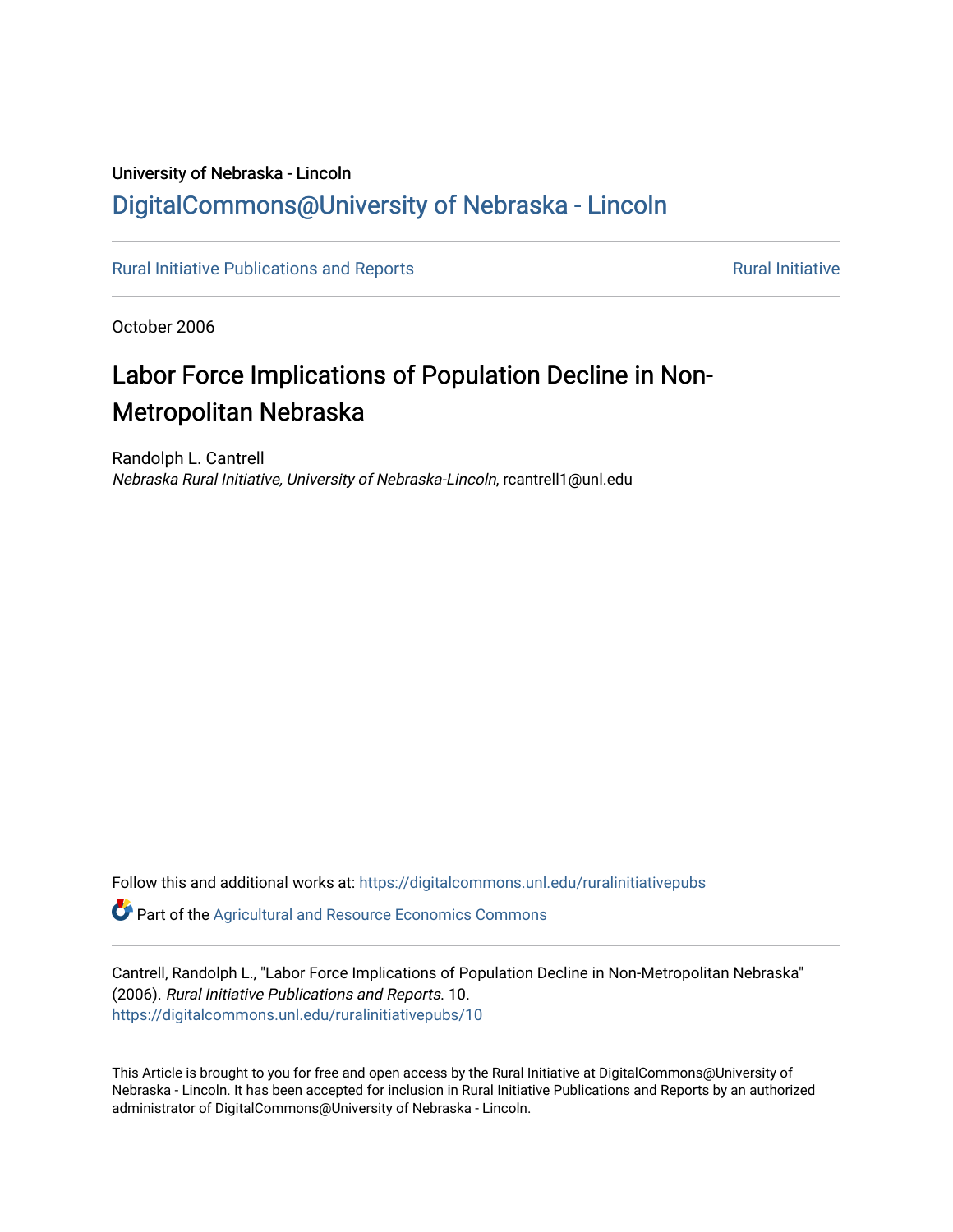University of Nebraska - Lincoln

## DigitalCommons@University of Nebraska - Lincoln

Rural Initiative Publications and Reports — Rural Initiative

October 2006

# Labor Force Implications of Population Decline in Non-Metropolitan Nebraska

Randolph L. Cantrell
*Nebraska Rural Initiative, University of Nebraska-Lincoln*, rcantrell1@unl.edu

Follow this and additional works at: https://digitalcommons.unl.edu/ruralinitiativepubs

Part of the Agricultural and Resource Economics Commons

Cantrell, Randolph L., "Labor Force Implications of Population Decline in Non-Metropolitan Nebraska" (2006). *Rural Initiative Publications and Reports*. 10.
https://digitalcommons.unl.edu/ruralinitiativepubs/10

This Article is brought to you for free and open access by the Rural Initiative at DigitalCommons@University of Nebraska - Lincoln. It has been accepted for inclusion in Rural Initiative Publications and Reports by an authorized administrator of DigitalCommons@University of Nebraska - Lincoln.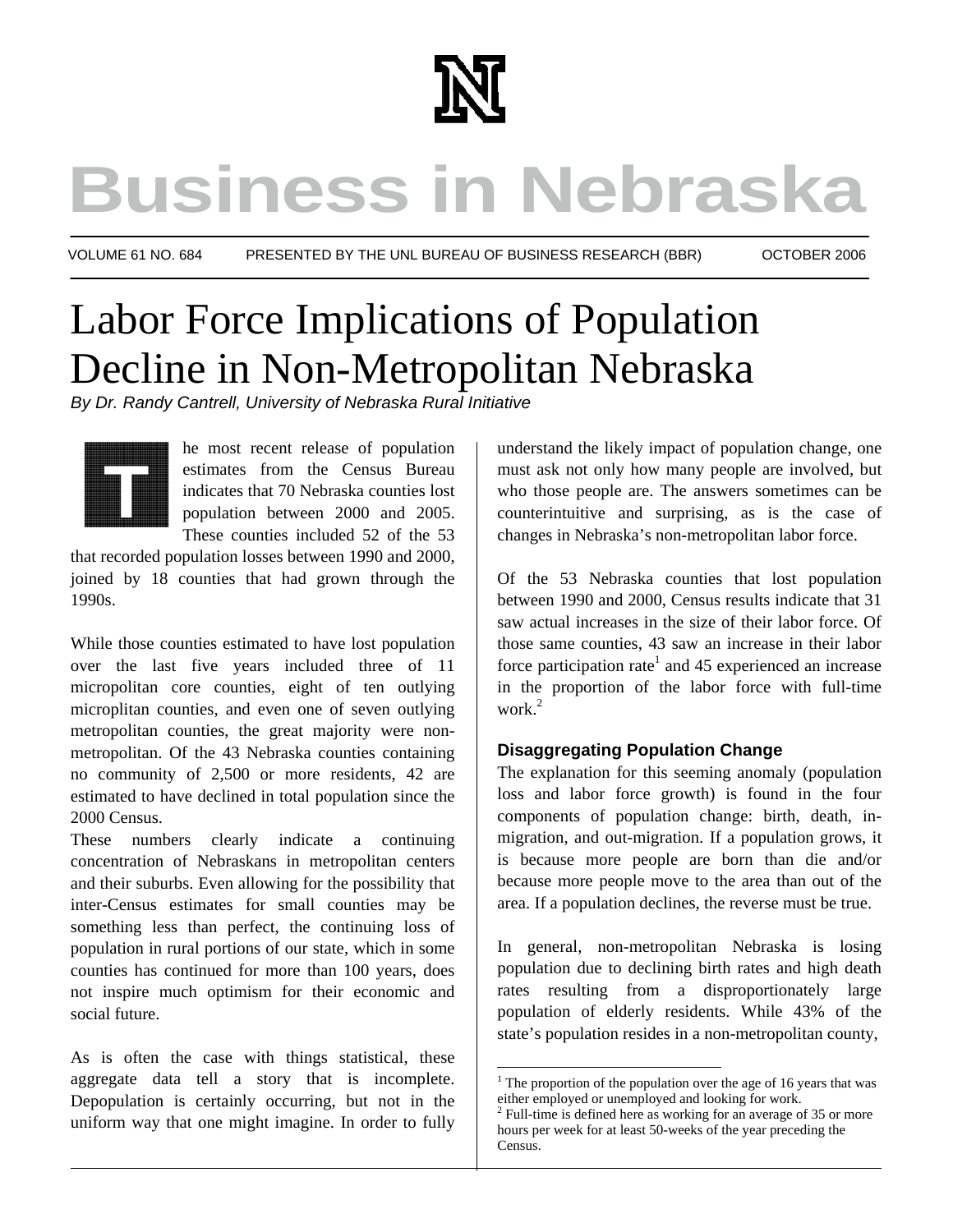# Business in Nebraska

VOLUME 61 NO. 684 PRESENTED BY THE UNL BUREAU OF BUSINESS RESEARCH (BBR) OCTOBER 2006

# Labor Force Implications of Population Decline in Non-Metropolitan Nebraska

*By Dr. Randy Cantrell, University of Nebraska Rural Initiative*

The most recent release of population estimates from the Census Bureau indicates that 70 Nebraska counties lost population between 2000 and 2005. These counties included 52 of the 53 that recorded population losses between 1990 and 2000, joined by 18 counties that had grown through the 1990s.

While those counties estimated to have lost population over the last five years included three of 11 micropolitan core counties, eight of ten outlying microplitan counties, and even one of seven outlying metropolitan counties, the great majority were non-metropolitan. Of the 43 Nebraska counties containing no community of 2,500 or more residents, 42 are estimated to have declined in total population since the 2000 Census.

These numbers clearly indicate a continuing concentration of Nebraskans in metropolitan centers and their suburbs. Even allowing for the possibility that inter-Census estimates for small counties may be something less than perfect, the continuing loss of population in rural portions of our state, which in some counties has continued for more than 100 years, does not inspire much optimism for their economic and social future.

As is often the case with things statistical, these aggregate data tell a story that is incomplete. Depopulation is certainly occurring, but not in the uniform way that one might imagine. In order to fully understand the likely impact of population change, one must ask not only how many people are involved, but who those people are. The answers sometimes can be counterintuitive and surprising, as is the case of changes in Nebraska's non-metropolitan labor force.

Of the 53 Nebraska counties that lost population between 1990 and 2000, Census results indicate that 31 saw actual increases in the size of their labor force. Of those same counties, 43 saw an increase in their labor force participation rate[1] and 45 experienced an increase in the proportion of the labor force with full-time work.[2]

### Disaggregating Population Change

The explanation for this seeming anomaly (population loss and labor force growth) is found in the four components of population change: birth, death, in-migration, and out-migration. If a population grows, it is because more people are born than die and/or because more people move to the area than out of the area. If a population declines, the reverse must be true.

In general, non-metropolitan Nebraska is losing population due to declining birth rates and high death rates resulting from a disproportionately large population of elderly residents. While 43% of the state's population resides in a non-metropolitan county,

[1] The proportion of the population over the age of 16 years that was either employed or unemployed and looking for work.

[2] Full-time is defined here as working for an average of 35 or more hours per week for at least 50-weeks of the year preceding the Census.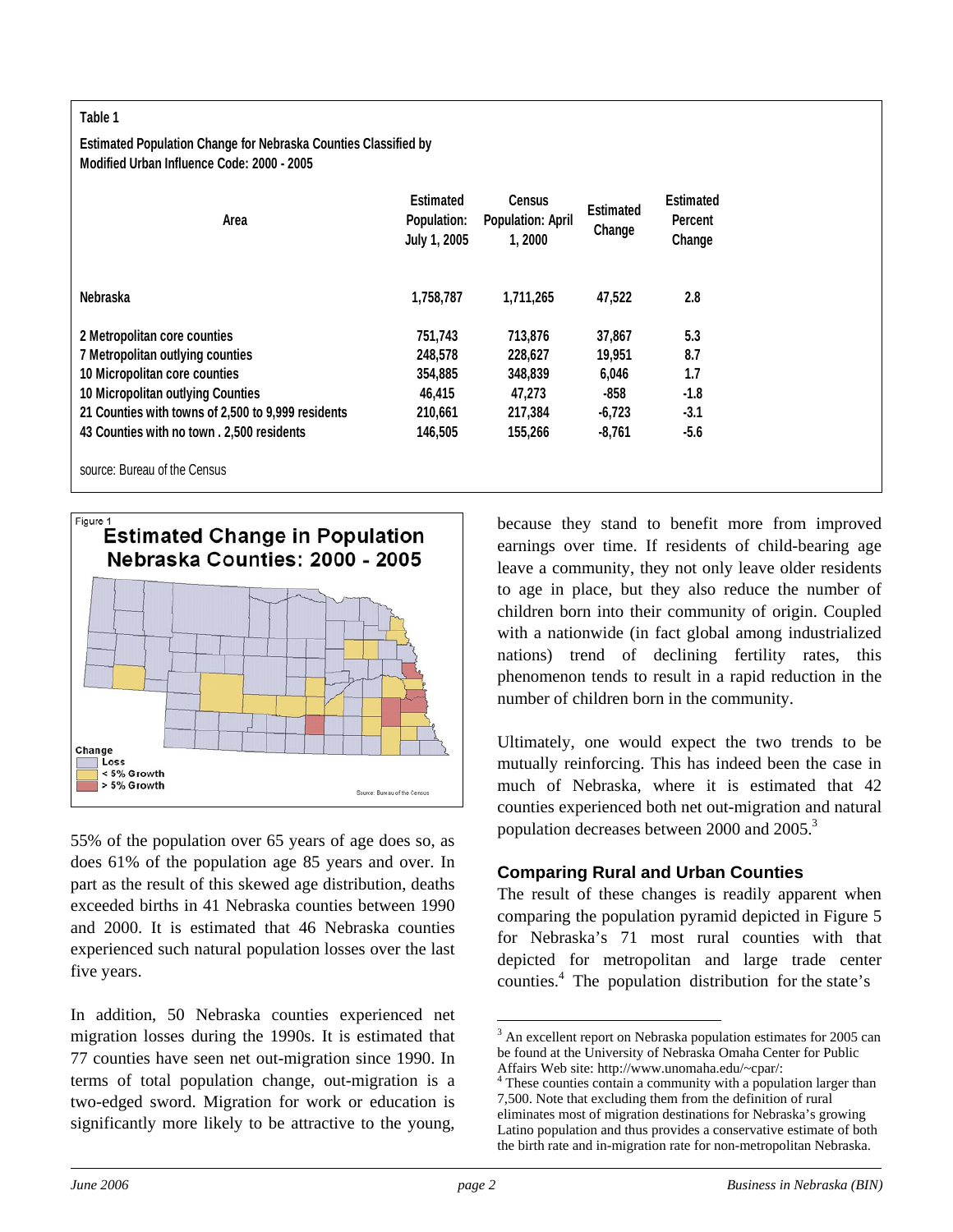**Table 1**

**Estimated Population Change for Nebraska Counties Classified by Modified Urban Influence Code: 2000 - 2005**

| Area | Estimated Population: July 1, 2005 | Census Population: April 1, 2000 | Estimated Change | Estimated Percent Change |
|---|---|---|---|---|
| **Nebraska** | **1,758,787** | **1,711,265** | **47,522** | **2.8** |
| **2 Metropolitan core counties** | **751,743** | **713,876** | **37,867** | **5.3** |
| **7 Metropolitan outlying counties** | **248,578** | **228,627** | **19,951** | **8.7** |
| **10 Micropolitan core counties** | **354,885** | **348,839** | **6,046** | **1.7** |
| **10 Micropolitan outlying Counties** | **46,415** | **47,273** | **-858** | **-1.8** |
| **21 Counties with towns of 2,500 to 9,999 residents** | **210,661** | **217,384** | **-6,723** | **-3.1** |
| **43 Counties with no town . 2,500 residents** | **146,505** | **155,266** | **-8,761** | **-5.6** |

source: Bureau of the Census

Figure 1
**Estimated Change in Population Nebraska Counties: 2000 - 2005**

Change: Loss; < 5% Growth; > 5% Growth

Source: Bureau of the Census

55% of the population over 65 years of age does so, as does 61% of the population age 85 years and over. In part as the result of this skewed age distribution, deaths exceeded births in 41 Nebraska counties between 1990 and 2000. It is estimated that 46 Nebraska counties experienced such natural population losses over the last five years.

In addition, 50 Nebraska counties experienced net migration losses during the 1990s. It is estimated that 77 counties have seen net out-migration since 1990. In terms of total population change, out-migration is a two-edged sword. Migration for work or education is significantly more likely to be attractive to the young, because they stand to benefit more from improved earnings over time. If residents of child-bearing age leave a community, they not only leave older residents to age in place, but they also reduce the number of children born into their community of origin. Coupled with a nationwide (in fact global among industrialized nations) trend of declining fertility rates, this phenomenon tends to result in a rapid reduction in the number of children born in the community.

Ultimately, one would expect the two trends to be mutually reinforcing. This has indeed been the case in much of Nebraska, where it is estimated that 42 counties experienced both net out-migration and natural population decreases between 2000 and 2005.[3]

### Comparing Rural and Urban Counties

The result of these changes is readily apparent when comparing the population pyramid depicted in Figure 5 for Nebraska's 71 most rural counties with that depicted for metropolitan and large trade center counties.[4] The population distribution for the state's

[3] An excellent report on Nebraska population estimates for 2005 can be found at the University of Nebraska Omaha Center for Public Affairs Web site: http://www.unomaha.edu/~cpar/:

[4] These counties contain a community with a population larger than 7,500. Note that excluding them from the definition of rural eliminates most of migration destinations for Nebraska's growing Latino population and thus provides a conservative estimate of both the birth rate and in-migration rate for non-metropolitan Nebraska.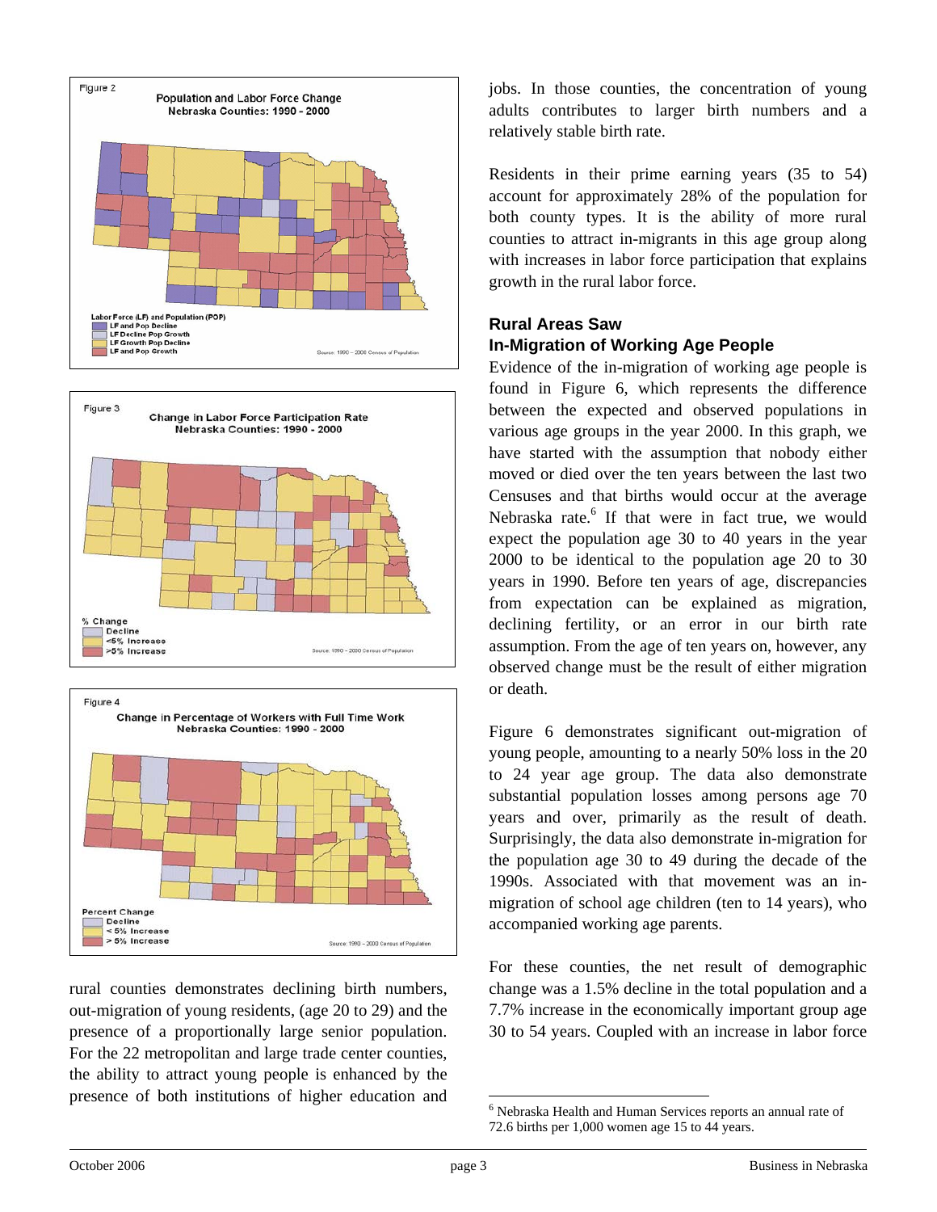Figure 2

Population and Labor Force Change
Nebraska Counties: 1990 - 2000

Labor Force (LF) and Population (POP)
- LF and Pop Decline
- LF Decline Pop Growth
- LF Growth Pop Decline
- LF and Pop Growth

Source: 1990 - 2000 Census of Population

Figure 3

Change in Labor Force Participation Rate
Nebraska Counties: 1990 - 2000

% Change
- Decline
- <5% Increase
- >5% Increase

Source: 1990 - 2000 Census of Population

Figure 4

Change in Percentage of Workers with Full Time Work
Nebraska Counties: 1990 - 2000

Percent Change
- Decline
- < 5% Increase
- > 5% Increase

Source: 1990 - 2000 Census of Population

rural counties demonstrates declining birth numbers, out-migration of young residents, (age 20 to 29) and the presence of a proportionally large senior population. For the 22 metropolitan and large trade center counties, the ability to attract young people is enhanced by the presence of both institutions of higher education and jobs. In those counties, the concentration of young adults contributes to larger birth numbers and a relatively stable birth rate.

Residents in their prime earning years (35 to 54) account for approximately 28% of the population for both county types. It is the ability of more rural counties to attract in-migrants in this age group along with increases in labor force participation that explains growth in the rural labor force.

## Rural Areas Saw In-Migration of Working Age People

Evidence of the in-migration of working age people is found in Figure 6, which represents the difference between the expected and observed populations in various age groups in the year 2000. In this graph, we have started with the assumption that nobody either moved or died over the ten years between the last two Censuses and that births would occur at the average Nebraska rate.[6] If that were in fact true, we would expect the population age 30 to 40 years in the year 2000 to be identical to the population age 20 to 30 years in 1990. Before ten years of age, discrepancies from expectation can be explained as migration, declining fertility, or an error in our birth rate assumption. From the age of ten years on, however, any observed change must be the result of either migration or death.

Figure 6 demonstrates significant out-migration of young people, amounting to a nearly 50% loss in the 20 to 24 year age group. The data also demonstrate substantial population losses among persons age 70 years and over, primarily as the result of death. Surprisingly, the data also demonstrate in-migration for the population age 30 to 49 during the decade of the 1990s. Associated with that movement was an in-migration of school age children (ten to 14 years), who accompanied working age parents.

For these counties, the net result of demographic change was a 1.5% decline in the total population and a 7.7% increase in the economically important group age 30 to 54 years. Coupled with an increase in labor force

---

[6] Nebraska Health and Human Services reports an annual rate of 72.6 births per 1,000 women age 15 to 44 years.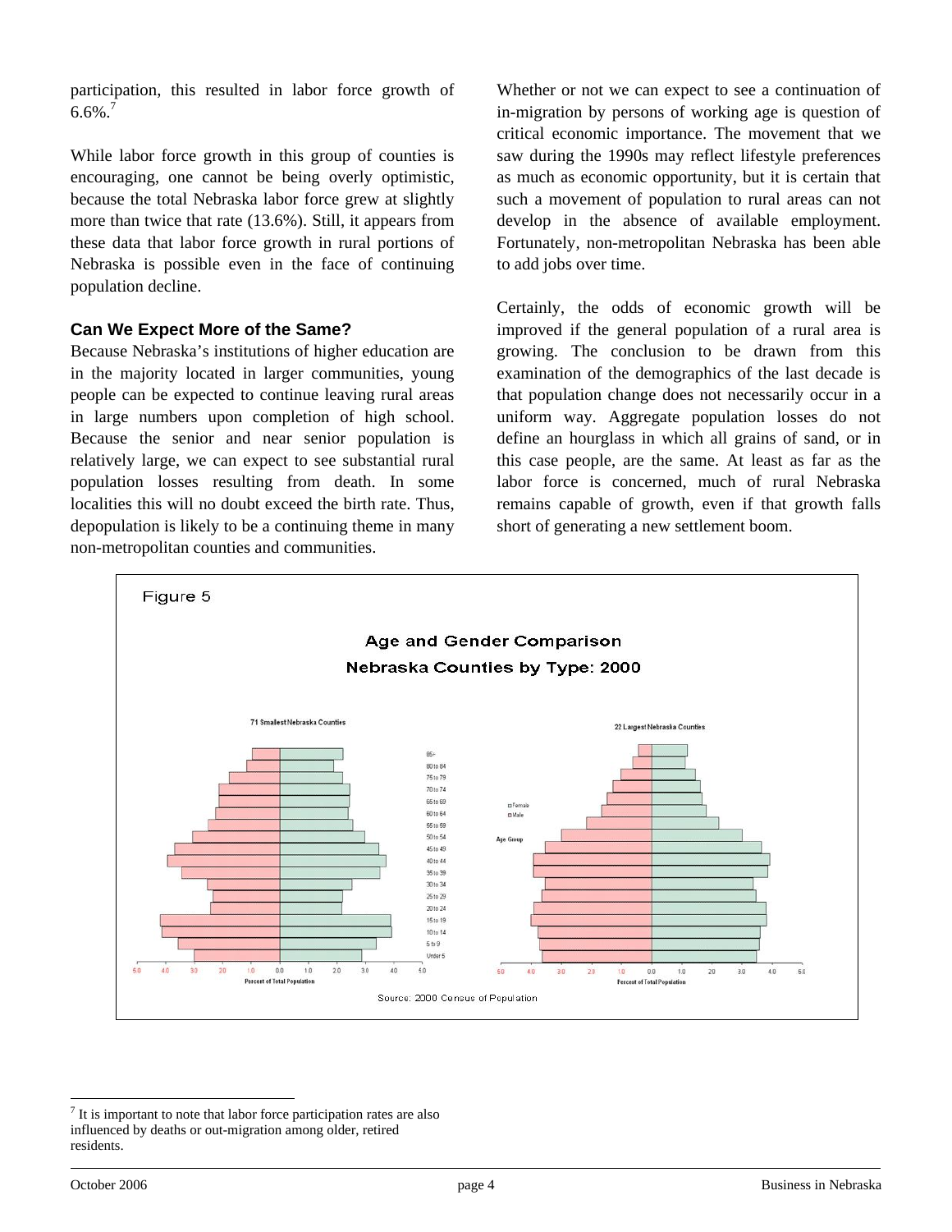participation, this resulted in labor force growth of 6.6%.[7]

While labor force growth in this group of counties is encouraging, one cannot be being overly optimistic, because the total Nebraska labor force grew at slightly more than twice that rate (13.6%). Still, it appears from these data that labor force growth in rural portions of Nebraska is possible even in the face of continuing population decline.

### Can We Expect More of the Same?

Because Nebraska's institutions of higher education are in the majority located in larger communities, young people can be expected to continue leaving rural areas in large numbers upon completion of high school. Because the senior and near senior population is relatively large, we can expect to see substantial rural population losses resulting from death. In some localities this will no doubt exceed the birth rate. Thus, depopulation is likely to be a continuing theme in many non-metropolitan counties and communities.

Whether or not we can expect to see a continuation of in-migration by persons of working age is question of critical economic importance. The movement that we saw during the 1990s may reflect lifestyle preferences as much as economic opportunity, but it is certain that such a movement of population to rural areas can not develop in the absence of available employment. Fortunately, non-metropolitan Nebraska has been able to add jobs over time.

Certainly, the odds of economic growth will be improved if the general population of a rural area is growing. The conclusion to be drawn from this examination of the demographics of the last decade is that population change does not necessarily occur in a uniform way. Aggregate population losses do not define an hourglass in which all grains of sand, or in this case people, are the same. At least as far as the labor force is concerned, much of rural Nebraska remains capable of growth, even if that growth falls short of generating a new settlement boom.

Figure 5

**Age and Gender Comparison**
**Nebraska Counties by Type: 2000**

Source: 2000 Census of Population

[7] It is important to note that labor force participation rates are also influenced by deaths or out-migration among older, retired residents.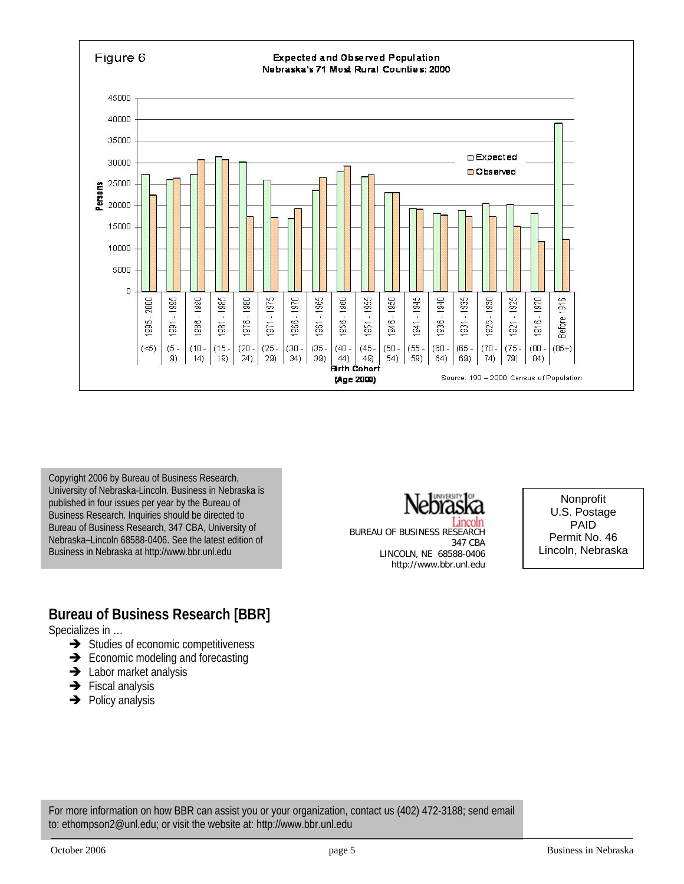Figure 6

Expected and Observed Population
Nebraska's 71 Most Rural Counties: 2000

45000
40000
35000
30000
25000
20000
15000
10000
5000
0

Persons

Expected
Observed

1995 - 2000 (<5)
1991 - 1995 (5 - 9)
1986 - 1990 (10 - 14)
1981 - 1985 (15 - 19)
1976 - 1980 (20 - 24)
1971 - 1975 (25 - 29)
1966 - 1970 (30 - 34)
1961 - 1965 (35 - 39)
1956 - 1960 (40 - 44)
1951 - 1955 (45 - 49)
1946 - 1950 (50 - 54)
1941 - 1945 (55 - 59)
1936 - 1940 (60 - 64)
1931 - 1935 (65 - 69)
1925 - 1930 (70 - 74)
1921 - 1925 (75 - 79)
1916 - 1920 (80 - 84)
Before 1916 (85+)

Birth Cohort
(Age 2000)

Source: 190 – 2000 Census of Population

Copyright 2006 by Bureau of Business Research, University of Nebraska-Lincoln. Business in Nebraska is published in four issues per year by the Bureau of Business Research. Inquiries should be directed to Bureau of Business Research, 347 CBA, University of Nebraska–Lincoln 68588-0406. See the latest edition of Business in Nebraska at http://www.bbr.unl.edu

University of Nebraska Lincoln
BUREAU OF BUSINESS RESEARCH
347 CBA
LINCOLN, NE 68588-0406
http://www.bbr.unl.edu

Nonprofit
U.S. Postage
PAID
Permit No. 46
Lincoln, Nebraska

## Bureau of Business Research [BBR]

Specializes in …

- Studies of economic competitiveness
- Economic modeling and forecasting
- Labor market analysis
- Fiscal analysis
- Policy analysis

For more information on how BBR can assist you or your organization, contact us (402) 472-3188; send email to: ethompson2@unl.edu; or visit the website at: http://www.bbr.unl.edu